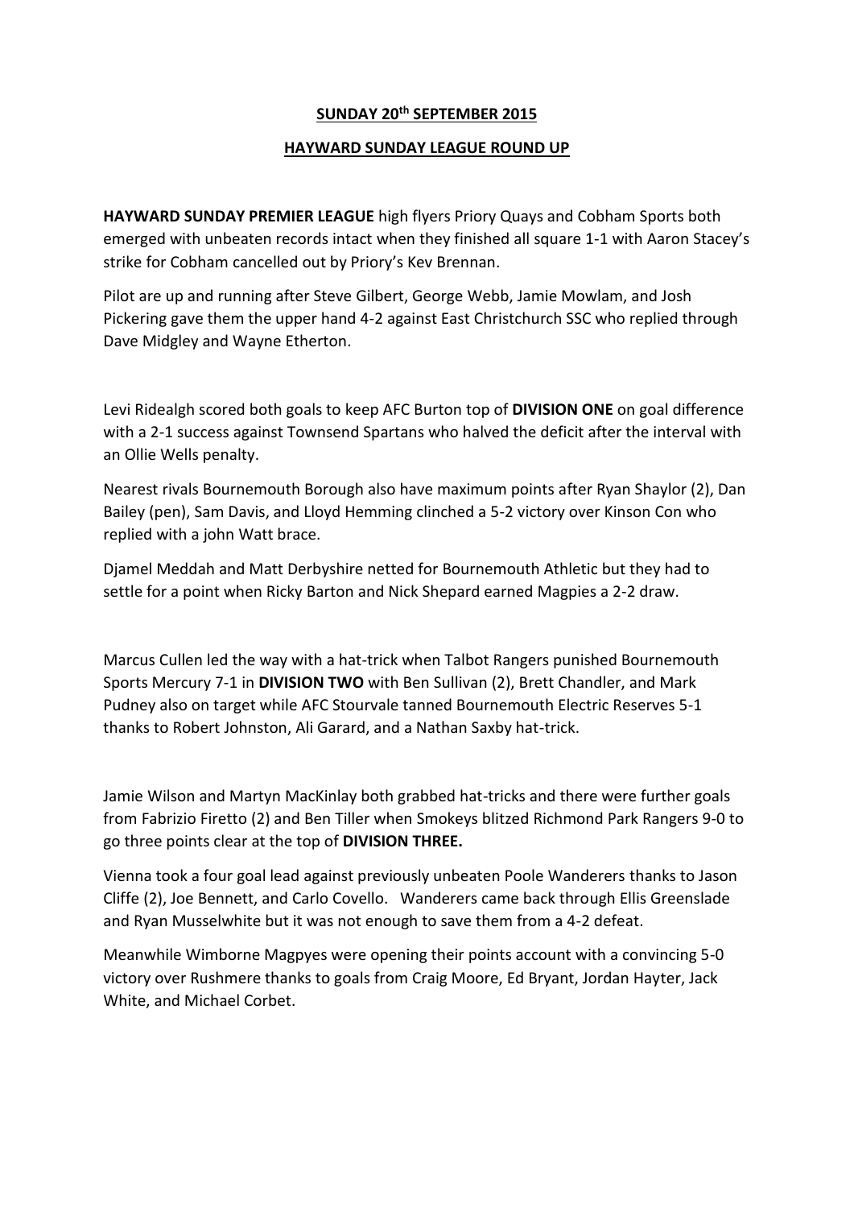**SUNDAY 20th SEPTEMBER 2015**

**HAYWARD SUNDAY LEAGUE ROUND UP**

**HAYWARD SUNDAY PREMIER LEAGUE** high flyers Priory Quays and Cobham Sports both emerged with unbeaten records intact when they finished all square 1-1 with Aaron Stacey's strike for Cobham cancelled out by Priory's Kev Brennan.

Pilot are up and running after Steve Gilbert, George Webb, Jamie Mowlam, and Josh Pickering gave them the upper hand 4-2 against East Christchurch SSC who replied through Dave Midgley and Wayne Etherton.

Levi Ridealgh scored both goals to keep AFC Burton top of **DIVISION ONE** on goal difference with a 2-1 success against Townsend Spartans who halved the deficit after the interval with an Ollie Wells penalty.

Nearest rivals Bournemouth Borough also have maximum points after Ryan Shaylor (2), Dan Bailey (pen), Sam Davis, and Lloyd Hemming clinched a 5-2 victory over Kinson Con who replied with a john Watt brace.

Djamel Meddah and Matt Derbyshire netted for Bournemouth Athletic but they had to settle for a point when Ricky Barton and Nick Shepard earned Magpies a 2-2 draw.

Marcus Cullen led the way with a hat-trick when Talbot Rangers punished Bournemouth Sports Mercury 7-1 in **DIVISION TWO** with Ben Sullivan (2), Brett Chandler, and Mark Pudney also on target while AFC Stourvale tanned Bournemouth Electric Reserves 5-1 thanks to Robert Johnston, Ali Garard, and a Nathan Saxby hat-trick.

Jamie Wilson and Martyn MacKinlay both grabbed hat-tricks and there were further goals from Fabrizio Firetto (2) and Ben Tiller when Smokeys blitzed Richmond Park Rangers 9-0 to go three points clear at the top of **DIVISION THREE.**

Vienna took a four goal lead against previously unbeaten Poole Wanderers thanks to Jason Cliffe (2), Joe Bennett, and Carlo Covello. Wanderers came back through Ellis Greenslade and Ryan Musselwhite but it was not enough to save them from a 4-2 defeat.

Meanwhile Wimborne Magpyes were opening their points account with a convincing 5-0 victory over Rushmere thanks to goals from Craig Moore, Ed Bryant, Jordan Hayter, Jack White, and Michael Corbet.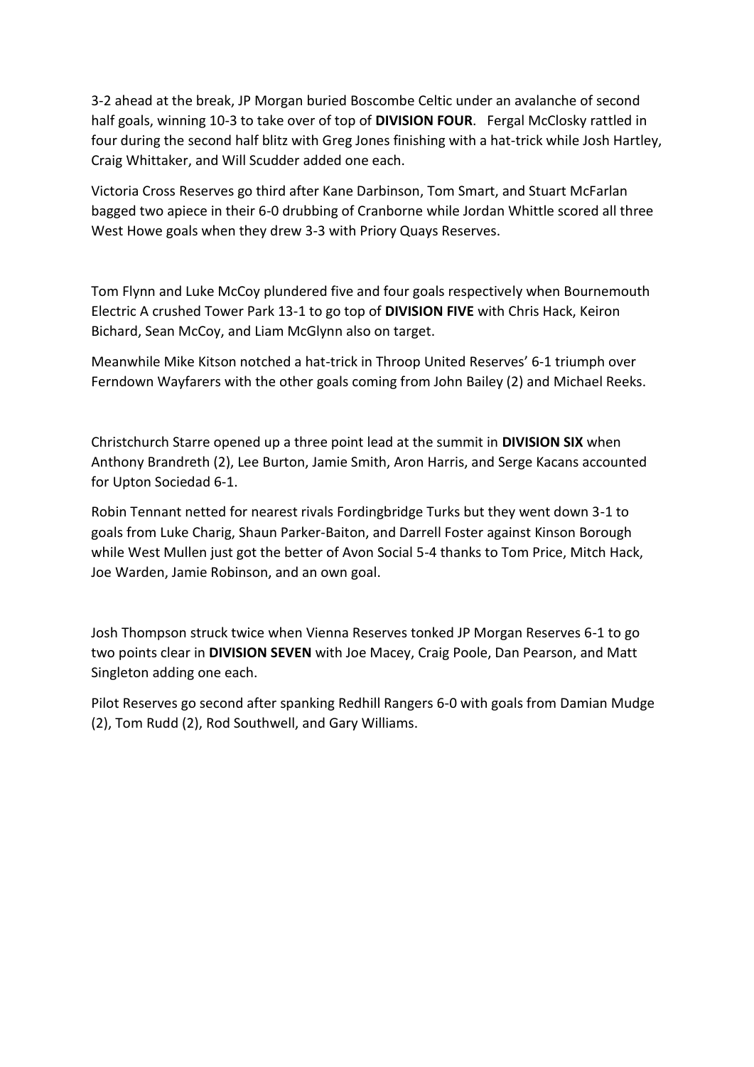3-2 ahead at the break, JP Morgan buried Boscombe Celtic under an avalanche of second half goals, winning 10-3 to take over of top of **DIVISION FOUR**.   Fergal McClosky rattled in four during the second half blitz with Greg Jones finishing with a hat-trick while Josh Hartley, Craig Whittaker, and Will Scudder added one each.

Victoria Cross Reserves go third after Kane Darbinson, Tom Smart, and Stuart McFarlan bagged two apiece in their 6-0 drubbing of Cranborne while Jordan Whittle scored all three West Howe goals when they drew 3-3 with Priory Quays Reserves.

Tom Flynn and Luke McCoy plundered five and four goals respectively when Bournemouth Electric A crushed Tower Park 13-1 to go top of **DIVISION FIVE** with Chris Hack, Keiron Bichard, Sean McCoy, and Liam McGlynn also on target.

Meanwhile Mike Kitson notched a hat-trick in Throop United Reserves' 6-1 triumph over Ferndown Wayfarers with the other goals coming from John Bailey (2) and Michael Reeks.

Christchurch Starre opened up a three point lead at the summit in **DIVISION SIX** when Anthony Brandreth (2), Lee Burton, Jamie Smith, Aron Harris, and Serge Kacans accounted for Upton Sociedad 6-1.

Robin Tennant netted for nearest rivals Fordingbridge Turks but they went down 3-1 to goals from Luke Charig, Shaun Parker-Baiton, and Darrell Foster against Kinson Borough while West Mullen just got the better of Avon Social 5-4 thanks to Tom Price, Mitch Hack, Joe Warden, Jamie Robinson, and an own goal.

Josh Thompson struck twice when Vienna Reserves tonked JP Morgan Reserves 6-1 to go two points clear in **DIVISION SEVEN** with Joe Macey, Craig Poole, Dan Pearson, and Matt Singleton adding one each.

Pilot Reserves go second after spanking Redhill Rangers 6-0 with goals from Damian Mudge (2), Tom Rudd (2), Rod Southwell, and Gary Williams.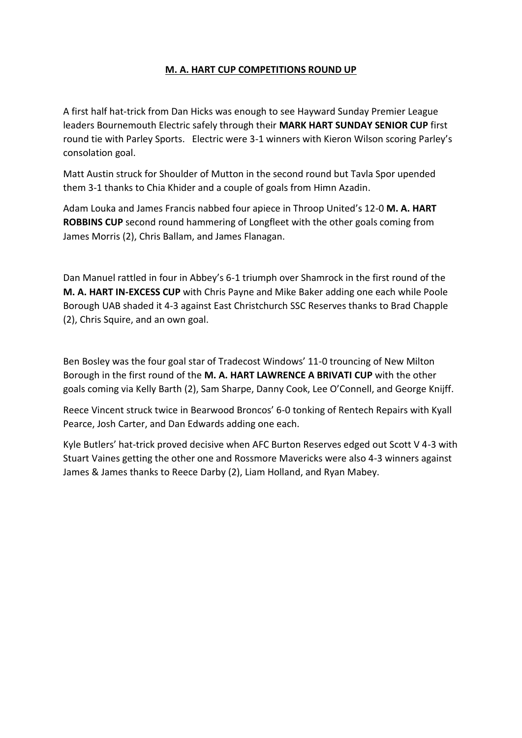# **M. A. HART CUP COMPETITIONS ROUND UP**

A first half hat-trick from Dan Hicks was enough to see Hayward Sunday Premier League leaders Bournemouth Electric safely through their **MARK HART SUNDAY SENIOR CUP** first round tie with Parley Sports. Electric were 3-1 winners with Kieron Wilson scoring Parley's consolation goal.

Matt Austin struck for Shoulder of Mutton in the second round but Tavla Spor upended them 3-1 thanks to Chia Khider and a couple of goals from Himn Azadin.

Adam Louka and James Francis nabbed four apiece in Throop United's 12-0 **M. A. HART ROBBINS CUP** second round hammering of Longfleet with the other goals coming from James Morris (2), Chris Ballam, and James Flanagan.

Dan Manuel rattled in four in Abbey's 6-1 triumph over Shamrock in the first round of the **M. A. HART IN-EXCESS CUP** with Chris Payne and Mike Baker adding one each while Poole Borough UAB shaded it 4-3 against East Christchurch SSC Reserves thanks to Brad Chapple (2), Chris Squire, and an own goal.

Ben Bosley was the four goal star of Tradecost Windows' 11-0 trouncing of New Milton Borough in the first round of the **M. A. HART LAWRENCE A BRIVATI CUP** with the other goals coming via Kelly Barth (2), Sam Sharpe, Danny Cook, Lee O'Connell, and George Knijff.

Reece Vincent struck twice in Bearwood Broncos' 6-0 tonking of Rentech Repairs with Kyall Pearce, Josh Carter, and Dan Edwards adding one each.

Kyle Butlers' hat-trick proved decisive when AFC Burton Reserves edged out Scott V 4-3 with Stuart Vaines getting the other one and Rossmore Mavericks were also 4-3 winners against James & James thanks to Reece Darby (2), Liam Holland, and Ryan Mabey.